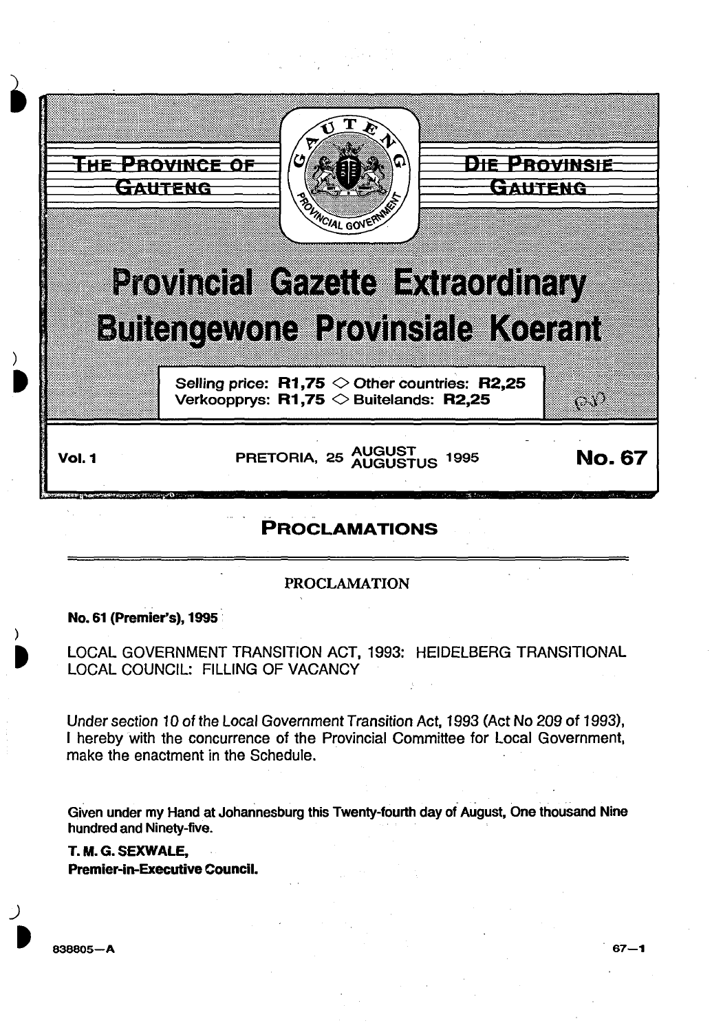THE PROVINCE OF GAUTENG

DIE PROVINSIE GAUTENG

# Provincial Gazette Extraordinary

# Buitengewone Provinsiale Koerant

Selling price: **R1,75** ◇ Other countries: **R2,25**
Verkoopprys: **R1,75** ◇ Buitelands: **R2,25**

**Vol. 1** PRETORIA, 25 AUGUST AUGUSTUS 1995 **No. 67**

## PROCLAMATIONS

### PROCLAMATION

**No. 61 (Premier's), 1995**

LOCAL GOVERNMENT TRANSITION ACT, 1993: HEIDELBERG TRANSITIONAL LOCAL COUNCIL: FILLING OF VACANCY

Under section 10 of the Local Government Transition Act, 1993 (Act No 209 of 1993), I hereby with the concurrence of the Provincial Committee for Local Government, make the enactment in the Schedule.

**Given under my Hand at Johannesburg this Twenty-fourth day of August, One thousand Nine hundred and Ninety-five.**

**T. M. G. SEXWALE,**
**Premier-in-Executive Council.**

838805—A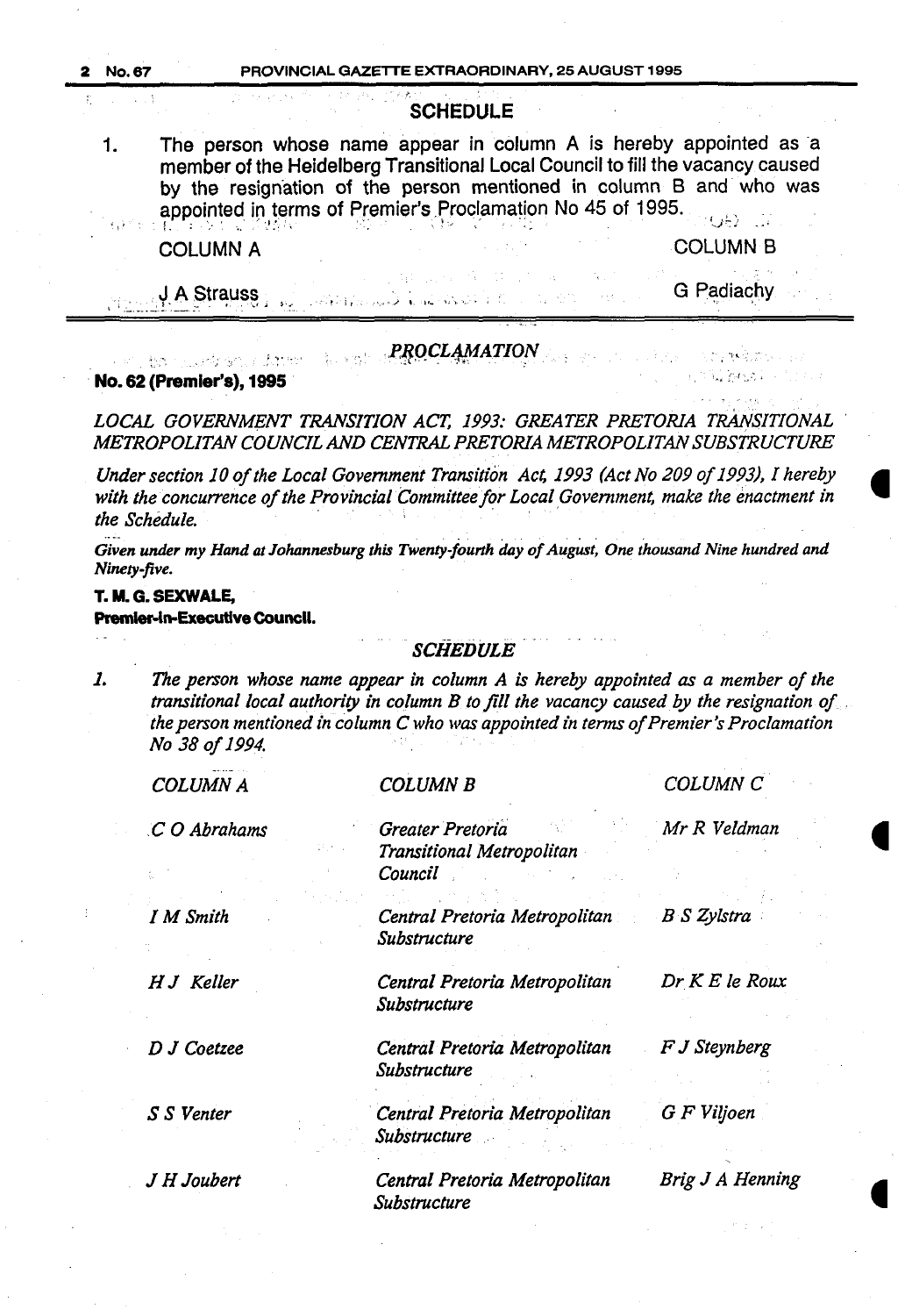## SCHEDULE

1. The person whose name appear in column A is hereby appointed as a member of the Heidelberg Transitional Local Council to fill the vacancy caused by the resignation of the person mentioned in column B and who was appointed in terms of Premier's Proclamation No 45 of 1995.

| COLUMN A | COLUMN B |
| --- | --- |
| J A Strauss | G Padiachy |

---

## *PROCLAMATION*

**No. 62 (Premier's), 1995**

*LOCAL GOVERNMENT TRANSITION ACT, 1993: GREATER PRETORIA TRANSITIONAL METROPOLITAN COUNCIL AND CENTRAL PRETORIA METROPOLITAN SUBSTRUCTURE*

*Under section 10 of the Local Government Transition Act, 1993 (Act No 209 of 1993), I hereby with the concurrence of the Provincial Committee for Local Government, make the enactment in the Schedule.*

*Given under my Hand at Johannesburg this Twenty-fourth day of August, One thousand Nine hundred and Ninety-five.*

**T. M. G. SEXWALE,**
**Premier-in-Executive Council.**

## *SCHEDULE*

*1. The person whose name appear in column A is hereby appointed as a member of the transitional local authority in column B to fill the vacancy caused by the resignation of the person mentioned in column C who was appointed in terms of Premier's Proclamation No 38 of 1994.*

| *COLUMN A* | *COLUMN B* | *COLUMN C* |
| --- | --- | --- |
| *C O Abrahams* | *Greater Pretoria Transitional Metropolitan Council* | *Mr R Veldman* |
| *I M Smith* | *Central Pretoria Metropolitan Substructure* | *B S Zylstra* |
| *H J Keller* | *Central Pretoria Metropolitan Substructure* | *Dr K E le Roux* |
| *D J Coetzee* | *Central Pretoria Metropolitan Substructure* | *F J Steynberg* |
| *S S Venter* | *Central Pretoria Metropolitan Substructure* | *G F Viljoen* |
| *J H Joubert* | *Central Pretoria Metropolitan Substructure* | *Brig J A Henning* |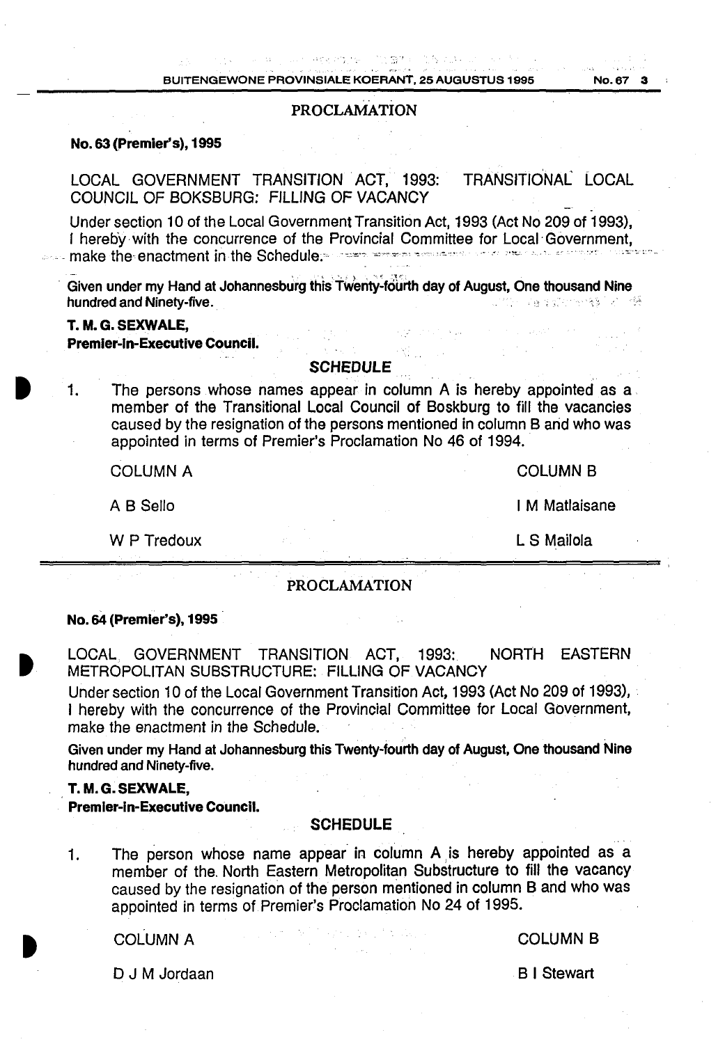## PROCLAMATION

**No. 63 (Premier's), 1995**

LOCAL GOVERNMENT TRANSITION ACT, 1993: TRANSITIONAL LOCAL COUNCIL OF BOKSBURG: FILLING OF VACANCY

Under section 10 of the Local Government Transition Act, 1993 (Act No 209 of 1993), I hereby with the concurrence of the Provincial Committee for Local Government, make the enactment in the Schedule.

**Given under my Hand at Johannesburg this Twenty-fourth day of August, One thousand Nine hundred and Ninety-five.**

**T. M. G. SEXWALE,**
**Premier-in-Executive Council.**

### SCHEDULE

1. The persons whose names appear in column A is hereby appointed as a member of the Transitional Local Council of Boskburg to fill the vacancies caused by the resignation of the persons mentioned in column B and who was appointed in terms of Premier's Proclamation No 46 of 1994.

| COLUMN A | COLUMN B |
| --- | --- |
| A B Sello | I M Matlaisane |
| W P Tredoux | L S Mailola |

## PROCLAMATION

**No. 64 (Premier's), 1995**

LOCAL GOVERNMENT TRANSITION ACT, 1993: NORTH EASTERN METROPOLITAN SUBSTRUCTURE: FILLING OF VACANCY

Under section 10 of the Local Government Transition Act, 1993 (Act No 209 of 1993), I hereby with the concurrence of the Provincial Committee for Local Government, make the enactment in the Schedule.

**Given under my Hand at Johannesburg this Twenty-fourth day of August, One thousand Nine hundred and Ninety-five.**

**T. M. G. SEXWALE,**
**Premier-in-Executive Council.**

### SCHEDULE

1. The person whose name appear in column A is hereby appointed as a member of the North Eastern Metropolitan Substructure to fill the vacancy caused by the resignation of the person mentioned in column B and who was appointed in terms of Premier's Proclamation No 24 of 1995.

| COLUMN A | COLUMN B |
| --- | --- |
| D J M Jordaan | B I Stewart |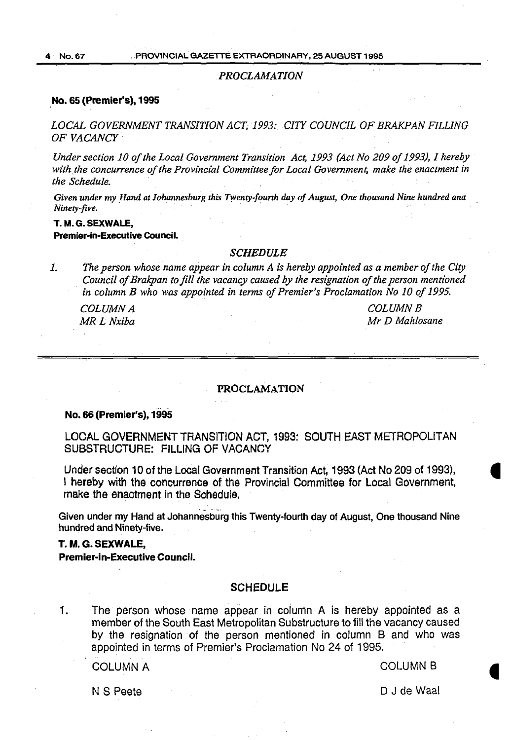## *PROCLAMATION*

**No. 65 (Premier's), 1995**

*LOCAL GOVERNMENT TRANSITION ACT, 1993: CITY COUNCIL OF BRAKPAN FILLING OF VACANCY*

*Under section 10 of the Local Government Transition Act, 1993 (Act No 209 of 1993), I hereby with the concurrence of the Provincial Committee for Local Government, make the enactment in the Schedule.*

*Given under my Hand at Johannesburg this Twenty-fourth day of August, One thousand Nine hundred ana Ninety-five.*

**T. M. G. SEXWALE,**
**Premier-in-Executive Council.**

### *SCHEDULE*

*1. The person whose name appear in column A is hereby appointed as a member of the City Council of Brakpan to fill the vacancy caused by the resignation of the person mentioned in column B who was appointed in terms of Premier's Proclamation No 10 of 1995.*

| *COLUMN A* | *COLUMN B* |
|---|---|
| *MR L Nxiba* | *Mr D Mahlosane* |

---

## PROCLAMATION

**No. 66 (Premier's), 1995**

LOCAL GOVERNMENT TRANSITION ACT, 1993: SOUTH EAST METROPOLITAN SUBSTRUCTURE: FILLING OF VACANCY

Under section 10 of the Local Government Transition Act, 1993 (Act No 209 of 1993), I hereby with the concurrence of the Provincial Committee for Local Government, make the enactment in the Schedule.

Given under my Hand at Johannesburg this Twenty-fourth day of August, One thousand Nine hundred and Ninety-five.

**T. M. G. SEXWALE,**
**Premier-in-Executive Council.**

### SCHEDULE

1. The person whose name appear in column A is hereby appointed as a member of the South East Metropolitan Substructure to fill the vacancy caused by the resignation of the person mentioned in column B and who was appointed in terms of Premier's Proclamation No 24 of 1995.

| COLUMN A | COLUMN B |
|---|---|
| N S Peete | D J de Waal |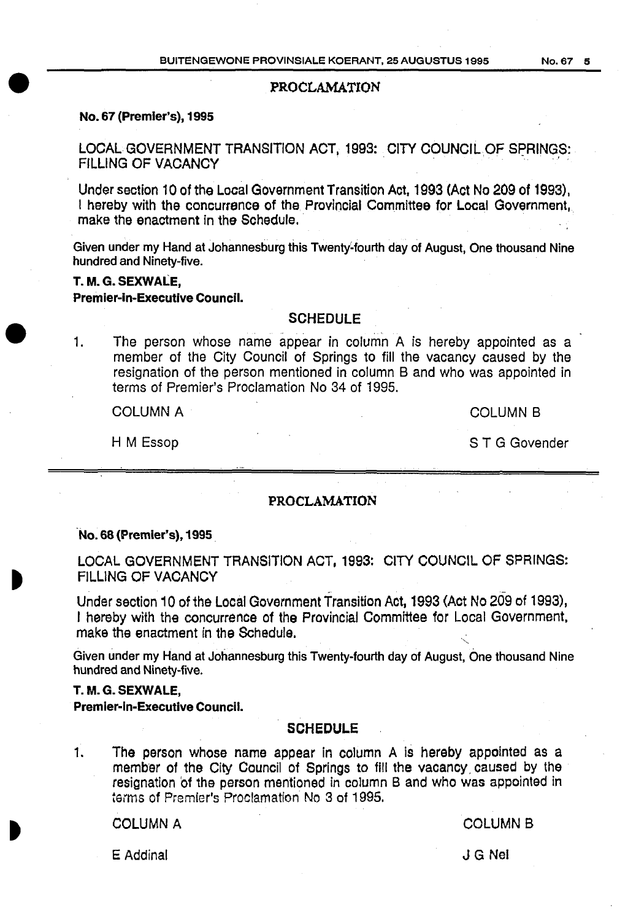## PROCLAMATION

**No. 67 (Premier's), 1995**

LOCAL GOVERNMENT TRANSITION ACT, 1993: CITY COUNCIL OF SPRINGS: FILLING OF VACANCY

Under section 10 of the Local Government Transition Act, 1993 (Act No 209 of 1993), I hereby with the concurrence of the Provincial Committee for Local Government, make the enactment in the Schedule.

Given under my Hand at Johannesburg this Twenty-fourth day of August, One thousand Nine hundred and Ninety-five.

**T. M. G. SEXWALE,**
**Premier-in-Executive Council.**

### SCHEDULE

1. The person whose name appear in column A is hereby appointed as a member of the City Council of Springs to fill the vacancy caused by the resignation of the person mentioned in column B and who was appointed in terms of Premier's Proclamation No 34 of 1995.

| COLUMN A | COLUMN B |
|---|---|
| H M Essop | S T G Govender |

---

## PROCLAMATION

**No. 68 (Premier's), 1995**

LOCAL GOVERNMENT TRANSITION ACT, 1993: CITY COUNCIL OF SPRINGS: FILLING OF VACANCY

Under section 10 of the Local Government Transition Act, 1993 (Act No 209 of 1993), I hereby with the concurrence of the Provincial Committee for Local Government, make the enactment in the Schedule.

Given under my Hand at Johannesburg this Twenty-fourth day of August, One thousand Nine hundred and Ninety-five.

**T. M. G. SEXWALE,**
**Premier-in-Executive Council.**

### SCHEDULE

1. The person whose name appear in column A is hereby appointed as a member of the City Council of Springs to fill the vacancy caused by the resignation of the person mentioned in column B and who was appointed in terms of Premier's Proclamation No 3 of 1995.

| COLUMN A | COLUMN B |
|---|---|
| E Addinal | J G Nel |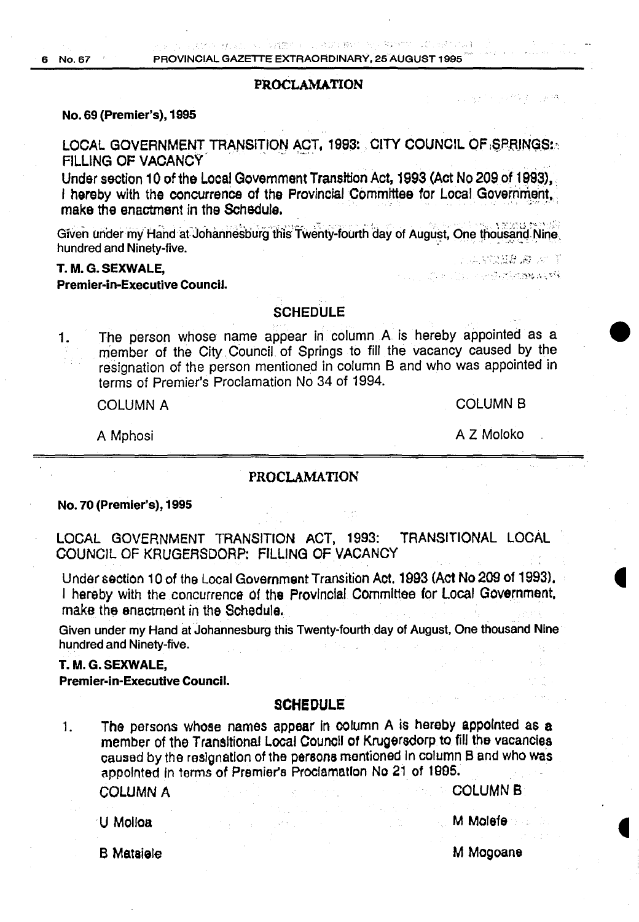## PROCLAMATION

**No. 69 (Premier's), 1995**

LOCAL GOVERNMENT TRANSITION ACT, 1993: CITY COUNCIL OF SPRINGS: FILLING OF VACANCY

Under section 10 of the Local Government Transition Act, 1993 (Act No 209 of 1993), I hereby with the concurrence of the Provincial Committee for Local Government, make the enactment in the Schedule.

Given under my Hand at Johannesburg this Twenty-fourth day of August, One thousand Nine hundred and Ninety-five.

**T. M. G. SEXWALE,**
**Premier-in-Executive Council.**

### SCHEDULE

1. The person whose name appear in column A is hereby appointed as a member of the City Council of Springs to fill the vacancy caused by the resignation of the person mentioned in column B and who was appointed in terms of Premier's Proclamation No 34 of 1994.

| COLUMN A | COLUMN B |
|---|---|
| A Mphosi | A Z Moloko |

## PROCLAMATION

**No. 70 (Premier's), 1995**

LOCAL GOVERNMENT TRANSITION ACT, 1993: TRANSITIONAL LOCAL COUNCIL OF KRUGERSDORP: FILLING OF VACANCY

Under section 10 of the Local Government Transition Act, 1993 (Act No 209 of 1993), I hereby with the concurrence of the Provincial Committee for Local Government, make the enactment in the Schedule.

Given under my Hand at Johannesburg this Twenty-fourth day of August, One thousand Nine hundred and Ninety-five.

**T. M. G. SEXWALE,**
**Premier-in-Executive Council.**

### SCHEDULE

1. The persons whose names appear in column A is hereby appointed as a member of the Transitional Local Council of Krugersdorp to fill the vacancies caused by the resignation of the persons mentioned in column B and who was appointed in terms of Premier's Proclamation No 21 of 1995.

| COLUMN A | COLUMN B |
|---|---|
| U Molloa | M Molefe |
| B Mataiele | M Mogoane |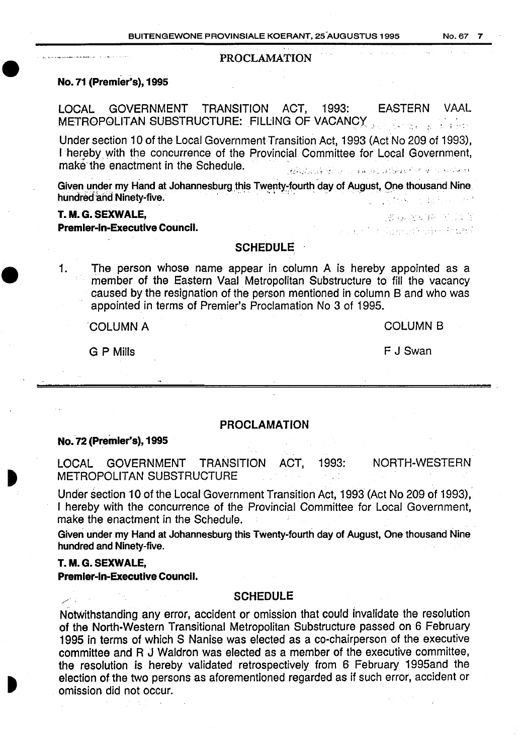## PROCLAMATION

**No. 71 (Premier's), 1995**

LOCAL GOVERNMENT TRANSITION ACT, 1993: EASTERN VAAL METROPOLITAN SUBSTRUCTURE: FILLING OF VACANCY

Under section 10 of the Local Government Transition Act, 1993 (Act No 209 of 1993), I hereby with the concurrence of the Provincial Committee for Local Government, make the enactment in the Schedule.

**Given under my Hand at Johannesburg this Twenty-fourth day of August, One thousand Nine hundred and Ninety-five.**

**T. M. G. SEXWALE,**
**Premier-in-Executive Council.**

### SCHEDULE

1. The person whose name appear in column A is hereby appointed as a member of the Eastern Vaal Metropolitan Substructure to fill the vacancy caused by the resignation of the person mentioned in column B and who was appointed in terms of Premier's Proclamation No 3 of 1995.

| COLUMN A | COLUMN B |
|---|---|
| G P Mills | F J Swan |

## PROCLAMATION

**No. 72 (Premier's), 1995**

LOCAL GOVERNMENT TRANSITION ACT, 1993: NORTH-WESTERN METROPOLITAN SUBSTRUCTURE

Under section 10 of the Local Government Transition Act, 1993 (Act No 209 of 1993), I hereby with the concurrence of the Provincial Committee for Local Government, make the enactment in the Schedule.

**Given under my Hand at Johannesburg this Twenty-fourth day of August, One thousand Nine hundred and Ninety-five.**

**T. M. G. SEXWALE,**
**Premier-in-Executive Council.**

### SCHEDULE

Notwithstanding any error, accident or omission that could invalidate the resolution of the North-Western Transitional Metropolitan Substructure passed on 6 February 1995 in terms of which S Nanise was elected as a co-chairperson of the executive committee and R J Waldron was elected as a member of the executive committee, the resolution is hereby validated retrospectively from 6 February 1995and the election of the two persons as aforementioned regarded as if such error, accident or omission did not occur.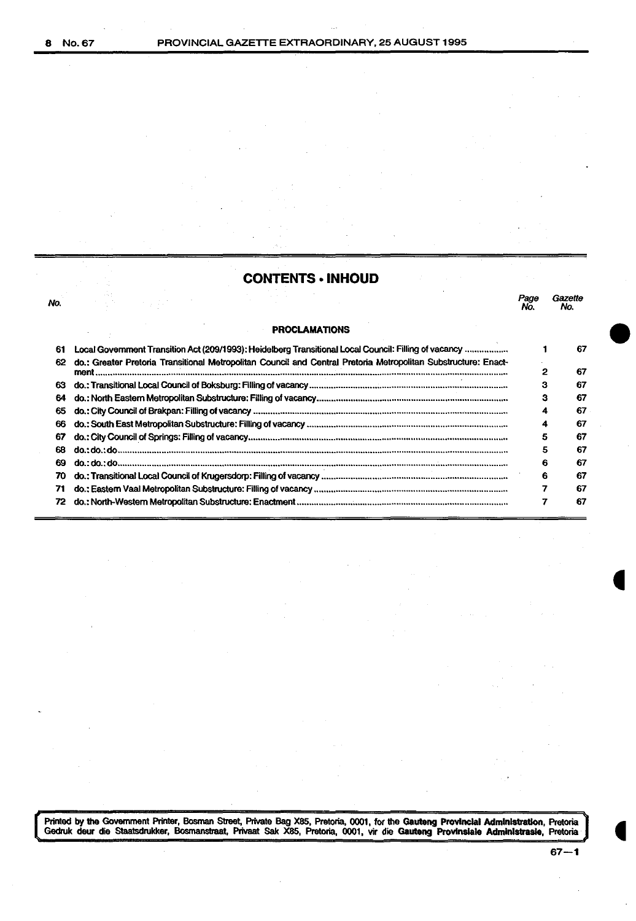# CONTENTS • INHOUD

| No. | | Page No. | Gazette No. |
|---|---|---|---|
| | **PROCLAMATIONS** | | |
| 61 | Local Government Transition Act (209/1993): Heidelberg Transitional Local Council: Filling of vacancy | 1 | 67 |
| 62 | do.: Greater Pretoria Transitional Metropolitan Council and Central Pretoria Metropolitan Substructure: Enactment | 2 | 67 |
| 63 | do.: Transitional Local Council of Boksburg: Filling of vacancy | 3 | 67 |
| 64 | do.: North Eastern Metropolitan Substructure: Filling of vacancy | 3 | 67 |
| 65 | do.: City Council of Brakpan: Filling of vacancy | 4 | 67 |
| 66 | do.: South East Metropolitan Substructure: Filling of vacancy | 4 | 67 |
| 67 | do.: City Council of Springs: Filling of vacancy | 5 | 67 |
| 68 | do.: do.: do | 5 | 67 |
| 69 | do.: do.: do | 6 | 67 |
| 70 | do.: Transitional Local Council of Krugersdorp: Filling of vacancy | 6 | 67 |
| 71 | do.: Eastern Vaal Metropolitan Substructure: Filling of vacancy | 7 | 67 |
| 72 | do.: North-Western Metropolitan Substructure: Enactment | 7 | 67 |

Printed by the Government Printer, Bosman Street, Private Bag X85, Pretoria, 0001, for the **Gauteng Provincial Administration**, Pretoria
Gedruk deur die Staatsdrukker, Bosmanstraat, Privaat Sak X85, Pretoria, 0001, vir die **Gauteng Provinsiale Administrasie**, Pretoria

67—1